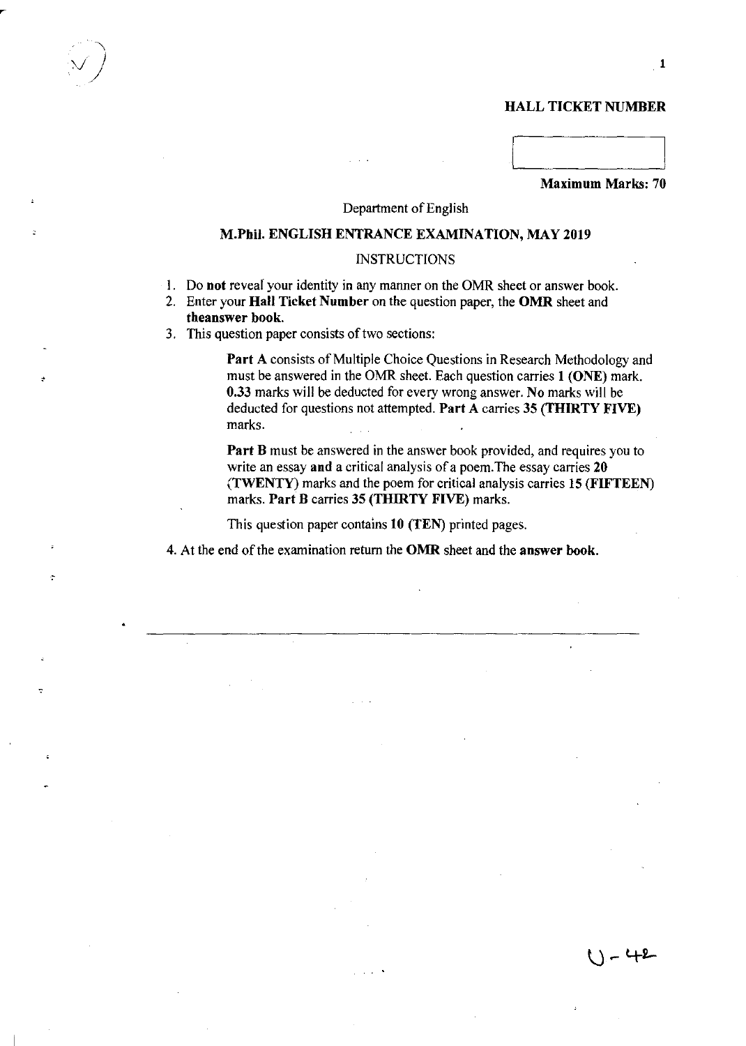**HALL TICKET NUMBER**

**Maximum Marks: 70**

Department of English

## M.Phil. ENGLISH ENTRANCE EXAMINATION, MAY 2019

INSTRUCTIONS

1. Do **not** reveal your identity in any manner on the OMR sheet or answer book.
2. Enter your **Hall Ticket Number** on the question paper, the **OMR** sheet and **theanswer book.**
3. This question paper consists of two sections:

   **Part A** consists of Multiple Choice Questions in Research Methodology and must be answered in the OMR sheet. Each question carries **1 (ONE)** mark. **0.33** marks will be deducted for every wrong answer. **No** marks will be deducted for questions not attempted. **Part A** carries **35 (THIRTY FIVE)** marks.

   **Part B** must be answered in the answer book provided, and requires you to write an essay **and** a critical analysis of a poem.The essay carries **20 (TWENTY)** marks and the poem for critical analysis carries **15 (FIFTEEN)** marks. **Part B** carries **35 (THIRTY FIVE)** marks.

   This question paper contains **10 (TEN)** printed pages.

4. At the end of the examination return the **OMR** sheet and the **answer book.**

U-42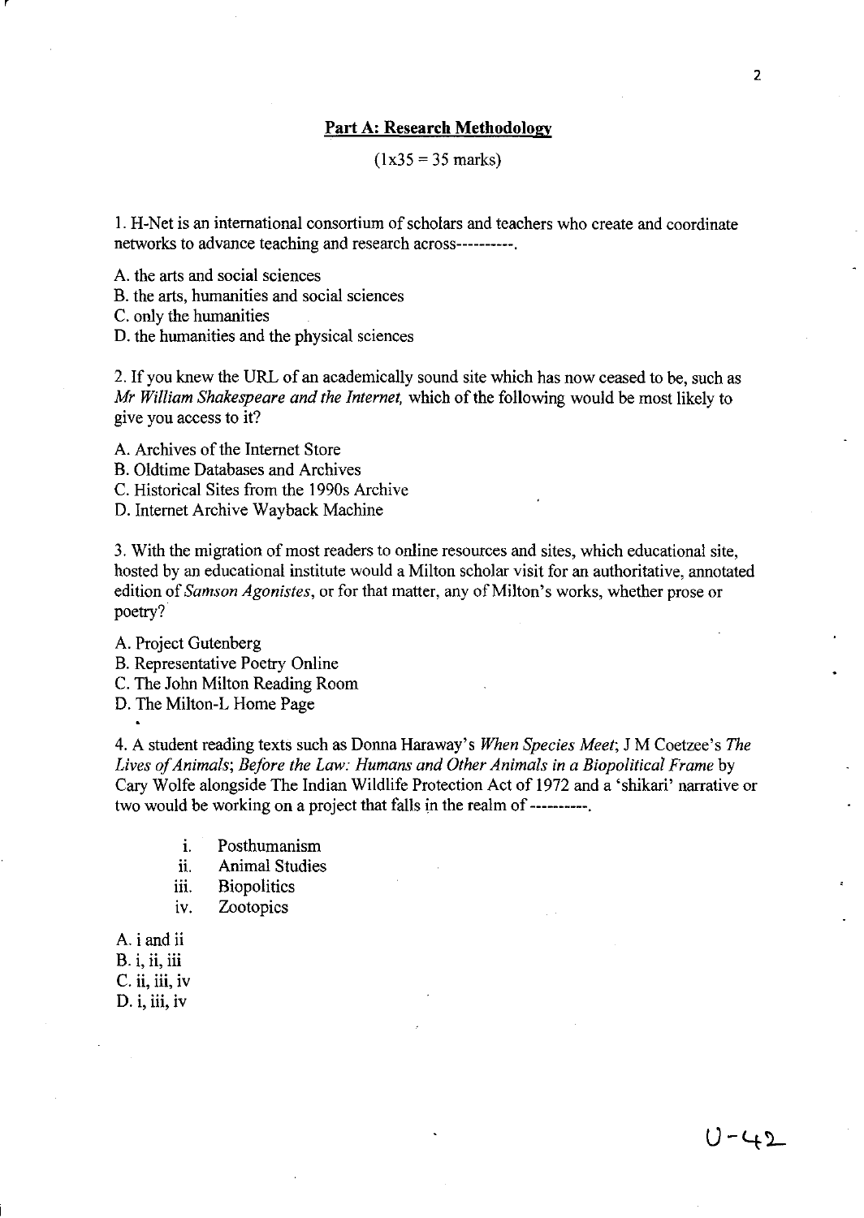## Part A: Research Methodology

(1x35 = 35 marks)

1. H-Net is an international consortium of scholars and teachers who create and coordinate networks to advance teaching and research across----------.

A. the arts and social sciences
B. the arts, humanities and social sciences
C. only the humanities
D. the humanities and the physical sciences

2. If you knew the URL of an academically sound site which has now ceased to be, such as *Mr William Shakespeare and the Internet*, which of the following would be most likely to give you access to it?

A. Archives of the Internet Store
B. Oldtime Databases and Archives
C. Historical Sites from the 1990s Archive
D. Internet Archive Wayback Machine

3. With the migration of most readers to online resources and sites, which educational site, hosted by an educational institute would a Milton scholar visit for an authoritative, annotated edition of *Samson Agonistes*, or for that matter, any of Milton's works, whether prose or poetry?

A. Project Gutenberg
B. Representative Poetry Online
C. The John Milton Reading Room
D. The Milton-L Home Page

4. A student reading texts such as Donna Haraway's *When Species Meet*; J M Coetzee's *The Lives of Animals*; *Before the Law: Humans and Other Animals in a Biopolitical Frame* by Cary Wolfe alongside The Indian Wildlife Protection Act of 1972 and a 'shikari' narrative or two would be working on a project that falls in the realm of ----------.

i. Posthumanism
ii. Animal Studies
iii. Biopolitics
iv. Zootopics

A. i and ii
B. i, ii, iii
C. ii, iii, iv
D. i, iii, iv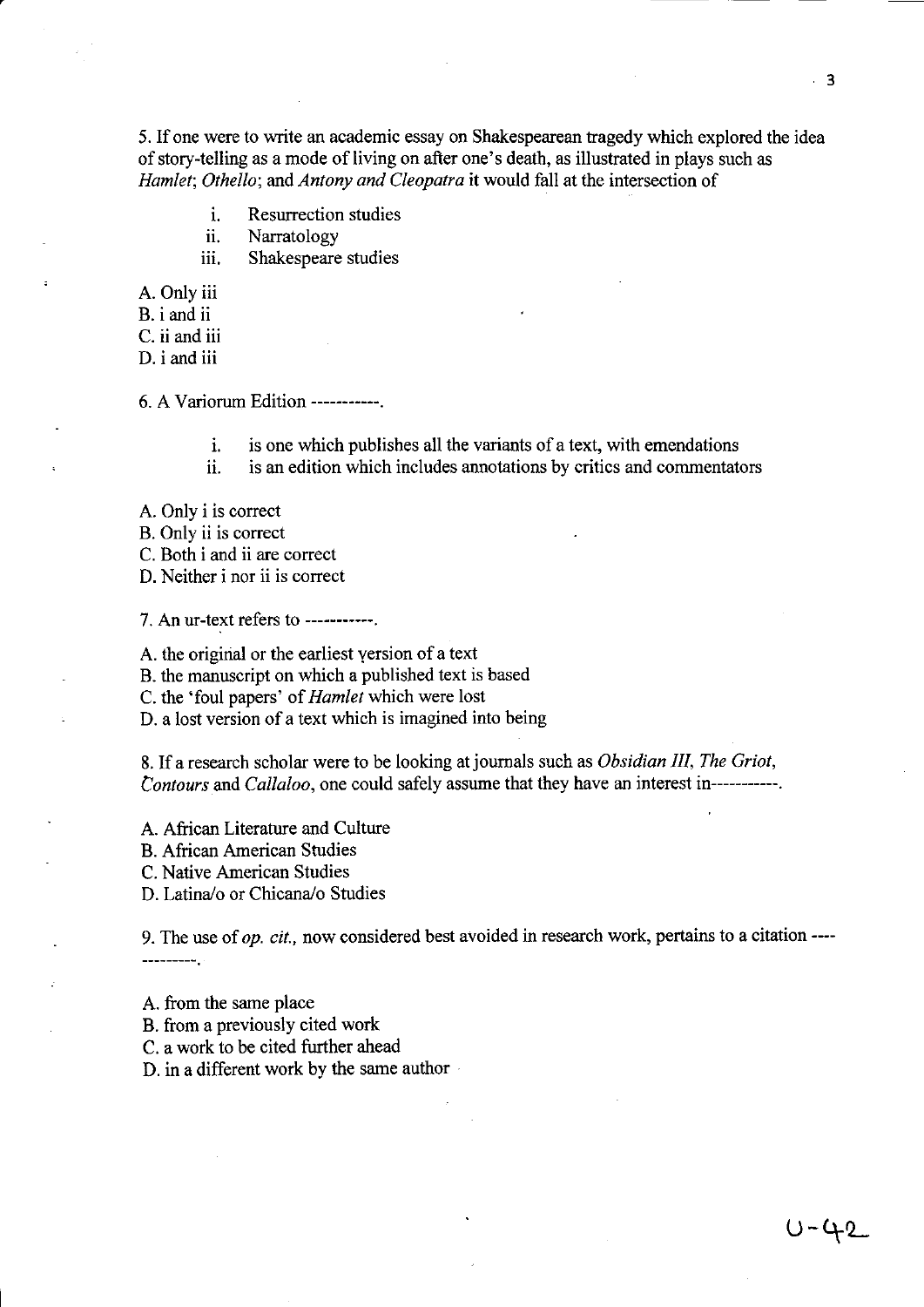5. If one were to write an academic essay on Shakespearean tragedy which explored the idea of story-telling as a mode of living on after one's death, as illustrated in plays such as *Hamlet*; *Othello*; and *Antony and Cleopatra* it would fall at the intersection of

i. Resurrection studies
ii. Narratology
iii. Shakespeare studies

A. Only iii
B. i and ii
C. ii and iii
D. i and iii

6. A Variorum Edition -----------.

i. is one which publishes all the variants of a text, with emendations
ii. is an edition which includes annotations by critics and commentators

A. Only i is correct
B. Only ii is correct
C. Both i and ii are correct
D. Neither i nor ii is correct

7. An ur-text refers to -----------.

A. the original or the earliest version of a text
B. the manuscript on which a published text is based
C. the 'foul papers' of *Hamlet* which were lost
D. a lost version of a text which is imagined into being

8. If a research scholar were to be looking at journals such as *Obsidian III*, *The Griot*, *Contours* and *Callaloo*, one could safely assume that they have an interest in-----------.

A. African Literature and Culture
B. African American Studies
C. Native American Studies
D. Latina/o or Chicana/o Studies

9. The use of *op. cit.*, now considered best avoided in research work, pertains to a citation -------------.

A. from the same place
B. from a previously cited work
C. a work to be cited further ahead
D. in a different work by the same author

U-42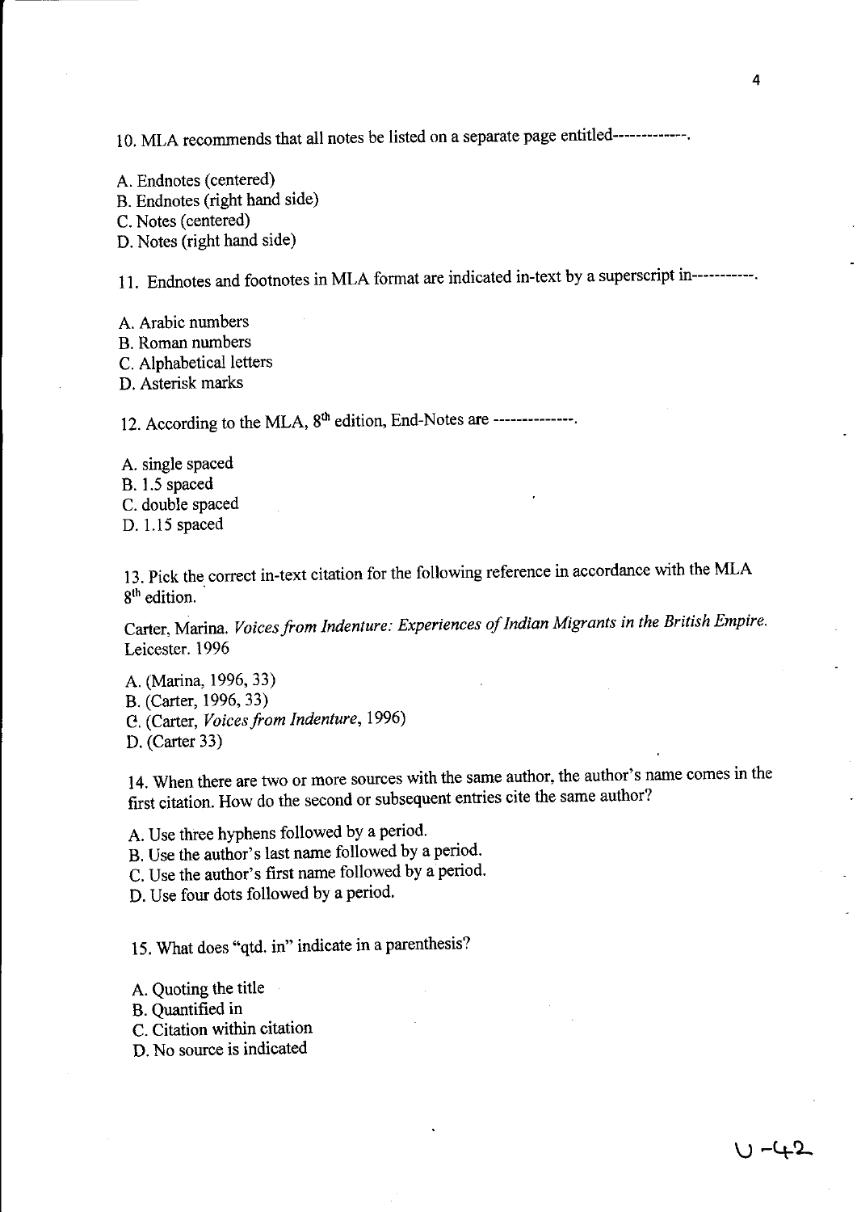10. MLA recommends that all notes be listed on a separate page entitled------------.

A. Endnotes (centered)
B. Endnotes (right hand side)
C. Notes (centered)
D. Notes (right hand side)

11. Endnotes and footnotes in MLA format are indicated in-text by a superscript in-----------.

A. Arabic numbers
B. Roman numbers
C. Alphabetical letters
D. Asterisk marks

12. According to the MLA, 8th edition, End-Notes are -------------.

A. single spaced
B. 1.5 spaced
C. double spaced
D. 1.15 spaced

13. Pick the correct in-text citation for the following reference in accordance with the MLA 8th edition.

Carter, Marina. *Voices from Indenture: Experiences of Indian Migrants in the British Empire*. Leicester. 1996

A. (Marina, 1996, 33)
B. (Carter, 1996, 33)
C. (Carter, *Voices from Indenture*, 1996)
D. (Carter 33)

14. When there are two or more sources with the same author, the author's name comes in the first citation. How do the second or subsequent entries cite the same author?

A. Use three hyphens followed by a period.
B. Use the author's last name followed by a period.
C. Use the author's first name followed by a period.
D. Use four dots followed by a period.

15. What does "qtd. in" indicate in a parenthesis?

A. Quoting the title
B. Quantified in
C. Citation within citation
D. No source is indicated

U-42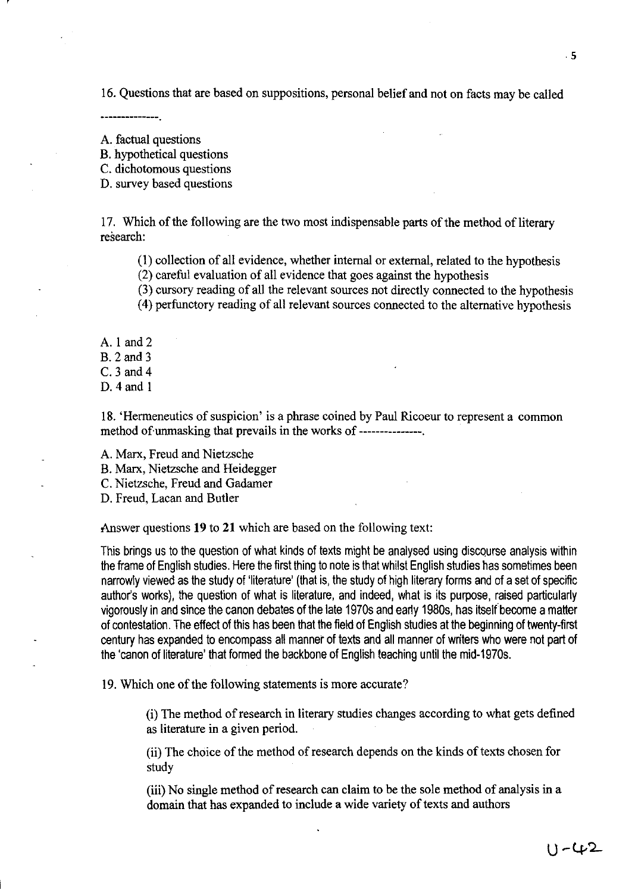16. Questions that are based on suppositions, personal belief and not on facts may be called --------------.

A. factual questions
B. hypothetical questions
C. dichotomous questions
D. survey based questions

17. Which of the following are the two most indispensable parts of the method of literary research:

(1) collection of all evidence, whether internal or external, related to the hypothesis
(2) careful evaluation of all evidence that goes against the hypothesis
(3) cursory reading of all the relevant sources not directly connected to the hypothesis
(4) perfunctory reading of all relevant sources connected to the alternative hypothesis

A. 1 and 2
B. 2 and 3
C. 3 and 4
D. 4 and 1

18. 'Hermeneutics of suspicion' is a phrase coined by Paul Ricoeur to represent a common method of unmasking that prevails in the works of ---------------.

A. Marx, Freud and Nietzsche
B. Marx, Nietzsche and Heidegger
C. Nietzsche, Freud and Gadamer
D. Freud, Lacan and Butler

Answer questions **19** to **21** which are based on the following text:

This brings us to the question of what kinds of texts might be analysed using discourse analysis within the frame of English studies. Here the first thing to note is that whilst English studies has sometimes been narrowly viewed as the study of 'literature' (that is, the study of high literary forms and of a set of specific author's works), the question of what is literature, and indeed, what is its purpose, raised particularly vigorously in and since the canon debates of the late 1970s and early 1980s, has itself become a matter of contestation. The effect of this has been that the field of English studies at the beginning of twenty-first century has expanded to encompass all manner of texts and all manner of writers who were not part of the 'canon of literature' that formed the backbone of English teaching until the mid-1970s.

19. Which one of the following statements is more accurate?

(i) The method of research in literary studies changes according to what gets defined as literature in a given period.

(ii) The choice of the method of research depends on the kinds of texts chosen for study

(iii) No single method of research can claim to be the sole method of analysis in a domain that has expanded to include a wide variety of texts and authors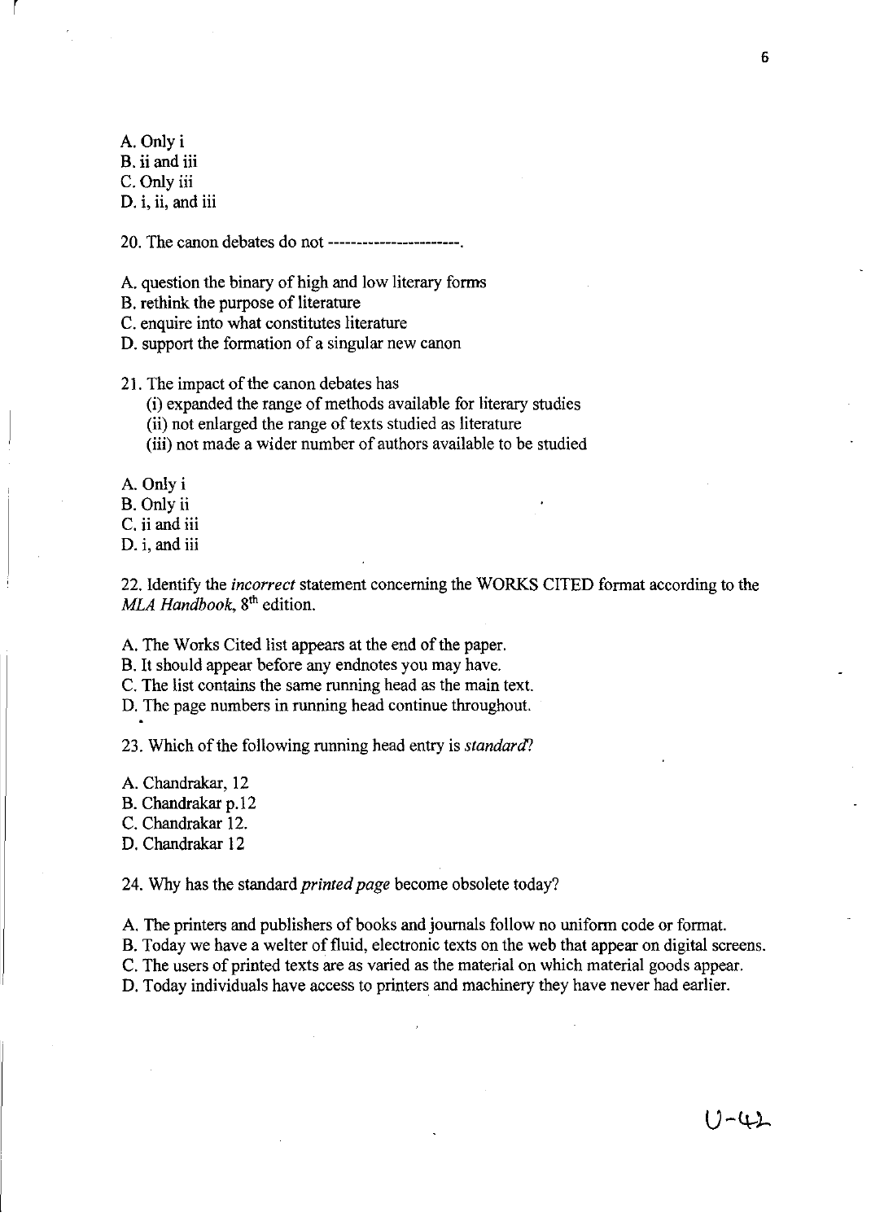A. Only i
B. ii and iii
C. Only iii
D. i, ii, and iii

20. The canon debates do not -----------------------.

A. question the binary of high and low literary forms
B. rethink the purpose of literature
C. enquire into what constitutes literature
D. support the formation of a singular new canon

21. The impact of the canon debates has
    (i) expanded the range of methods available for literary studies
    (ii) not enlarged the range of texts studied as literature
    (iii) not made a wider number of authors available to be studied

A. Only i
B. Only ii
C. ii and iii
D. i, and iii

22. Identify the *incorrect* statement concerning the WORKS CITED format according to the *MLA Handbook*, 8th edition.

A. The Works Cited list appears at the end of the paper.
B. It should appear before any endnotes you may have.
C. The list contains the same running head as the main text.
D. The page numbers in running head continue throughout.

23. Which of the following running head entry is *standard*?

A. Chandrakar, 12
B. Chandrakar p.12
C. Chandrakar 12.
D. Chandrakar 12

24. Why has the standard *printed page* become obsolete today?

A. The printers and publishers of books and journals follow no uniform code or format.
B. Today we have a welter of fluid, electronic texts on the web that appear on digital screens.
C. The users of printed texts are as varied as the material on which material goods appear.
D. Today individuals have access to printers and machinery they have never had earlier.

U-42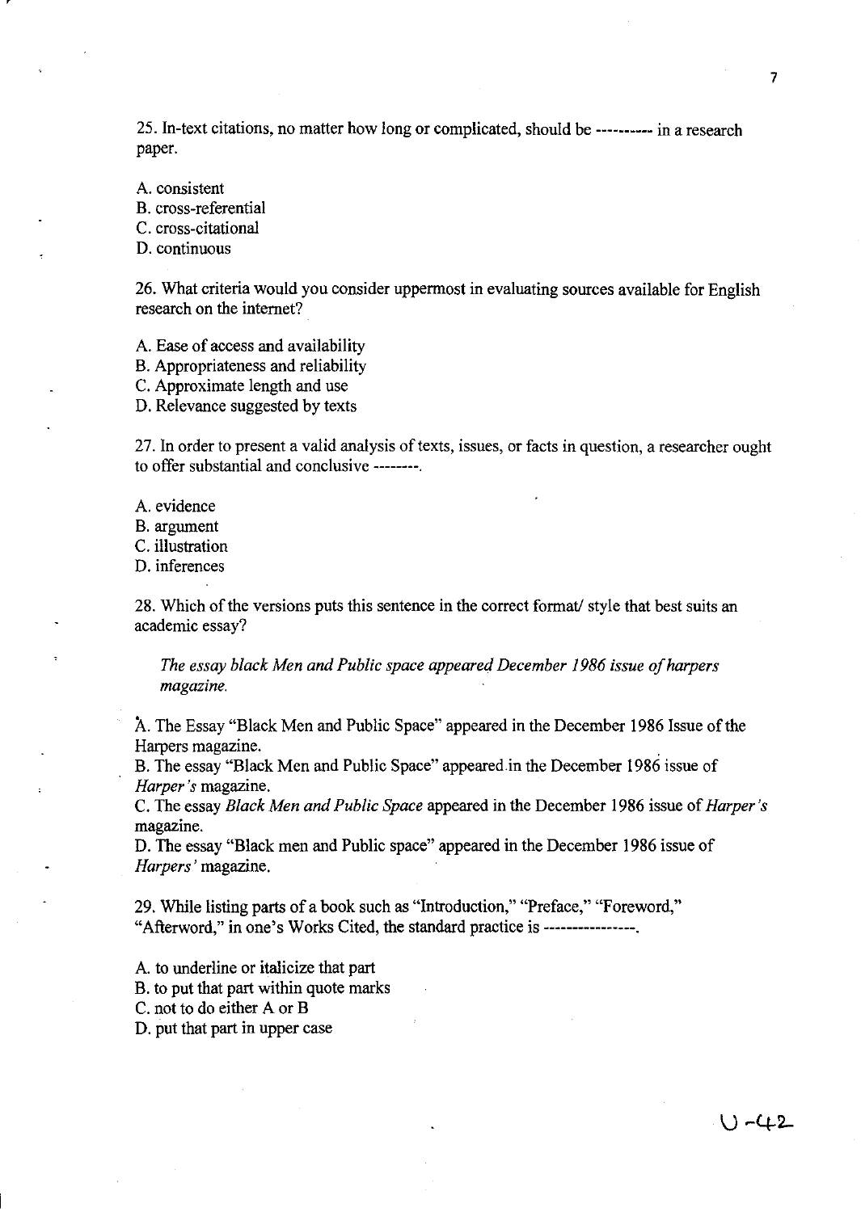25. In-text citations, no matter how long or complicated, should be ---------- in a research paper.

A. consistent
B. cross-referential
C. cross-citational
D. continuous

26. What criteria would you consider uppermost in evaluating sources available for English research on the internet?

A. Ease of access and availability
B. Appropriateness and reliability
C. Approximate length and use
D. Relevance suggested by texts

27. In order to present a valid analysis of texts, issues, or facts in question, a researcher ought to offer substantial and conclusive --------.

A. evidence
B. argument
C. illustration
D. inferences

28. Which of the versions puts this sentence in the correct format/ style that best suits an academic essay?

*The essay black Men and Public space appeared December 1986 issue of harpers magazine.*

A. The Essay "Black Men and Public Space" appeared in the December 1986 Issue of the Harpers magazine.
B. The essay "Black Men and Public Space" appeared in the December 1986 issue of *Harper's* magazine.
C. The essay *Black Men and Public Space* appeared in the December 1986 issue of *Harper's* magazine.
D. The essay "Black men and Public space" appeared in the December 1986 issue of *Harpers'* magazine.

29. While listing parts of a book such as "Introduction," "Preface," "Foreword," "Afterword," in one's Works Cited, the standard practice is ----------------.

A. to underline or italicize that part
B. to put that part within quote marks
C. not to do either A or B
D. put that part in upper case

U-42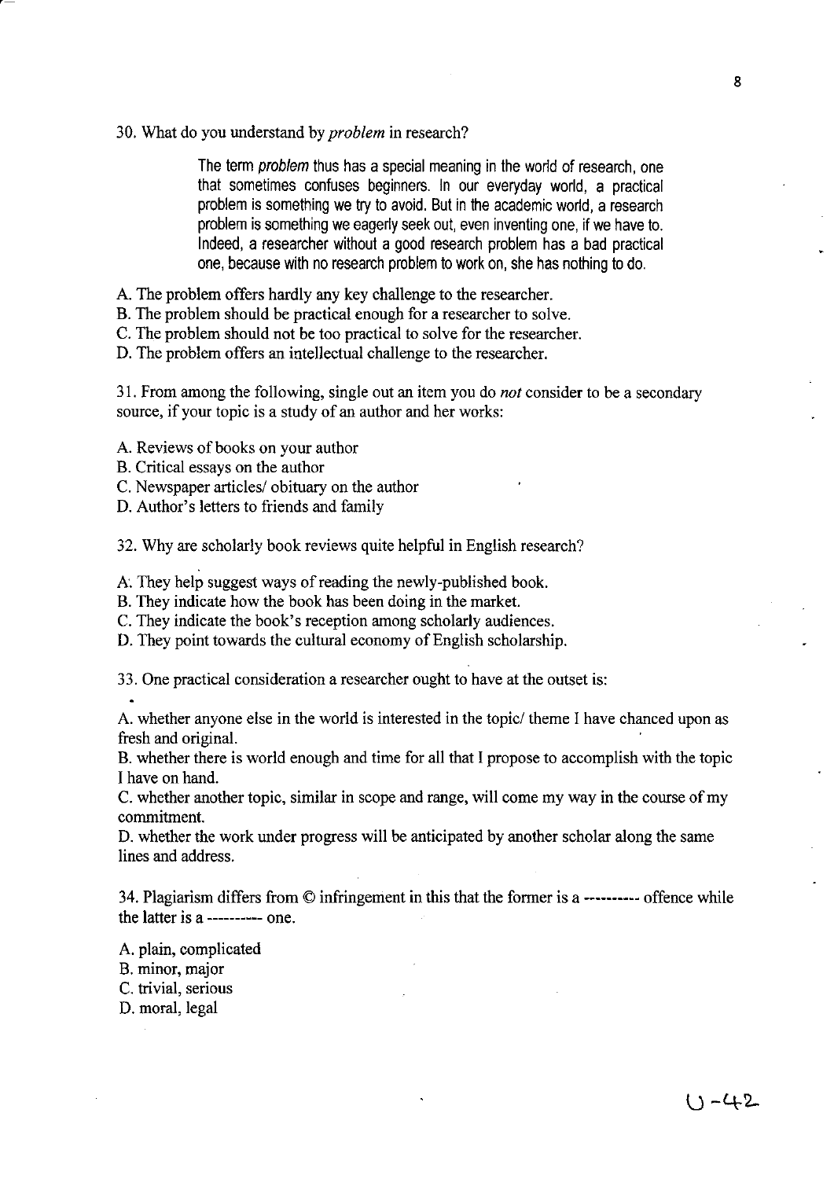30. What do you understand by *problem* in research?

> The term *problem* thus has a special meaning in the world of research, one that sometimes confuses beginners. In our everyday world, a practical problem is something we try to avoid. But in the academic world, a research problem is something we eagerly seek out, even inventing one, if we have to. Indeed, a researcher without a good research problem has a bad practical one, because with no research problem to work on, she has nothing to do.

A. The problem offers hardly any key challenge to the researcher.
B. The problem should be practical enough for a researcher to solve.
C. The problem should not be too practical to solve for the researcher.
D. The problem offers an intellectual challenge to the researcher.

31. From among the following, single out an item you do *not* consider to be a secondary source, if your topic is a study of an author and her works:

A. Reviews of books on your author
B. Critical essays on the author
C. Newspaper articles/ obituary on the author
D. Author's letters to friends and family

32. Why are scholarly book reviews quite helpful in English research?

A. They help suggest ways of reading the newly-published book.
B. They indicate how the book has been doing in the market.
C. They indicate the book's reception among scholarly audiences.
D. They point towards the cultural economy of English scholarship.

33. One practical consideration a researcher ought to have at the outset is:

A. whether anyone else in the world is interested in the topic/ theme I have chanced upon as fresh and original.
B. whether there is world enough and time for all that I propose to accomplish with the topic I have on hand.
C. whether another topic, similar in scope and range, will come my way in the course of my commitment.
D. whether the work under progress will be anticipated by another scholar along the same lines and address.

34. Plagiarism differs from © infringement in this that the former is a ---------- offence while the latter is a ---------- one.

A. plain, complicated
B. minor, major
C. trivial, serious
D. moral, legal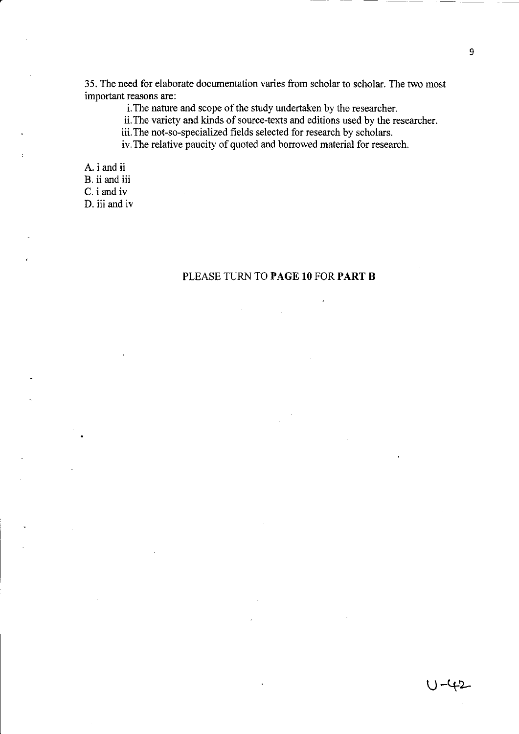35. The need for elaborate documentation varies from scholar to scholar. The two most important reasons are:

i. The nature and scope of the study undertaken by the researcher.

ii. The variety and kinds of source-texts and editions used by the researcher.

iii. The not-so-specialized fields selected for research by scholars.

iv. The relative paucity of quoted and borrowed material for research.

A. i and ii

B. ii and iii

C. i and iv

D. iii and iv

PLEASE TURN TO **PAGE 10** FOR **PART B**

U-42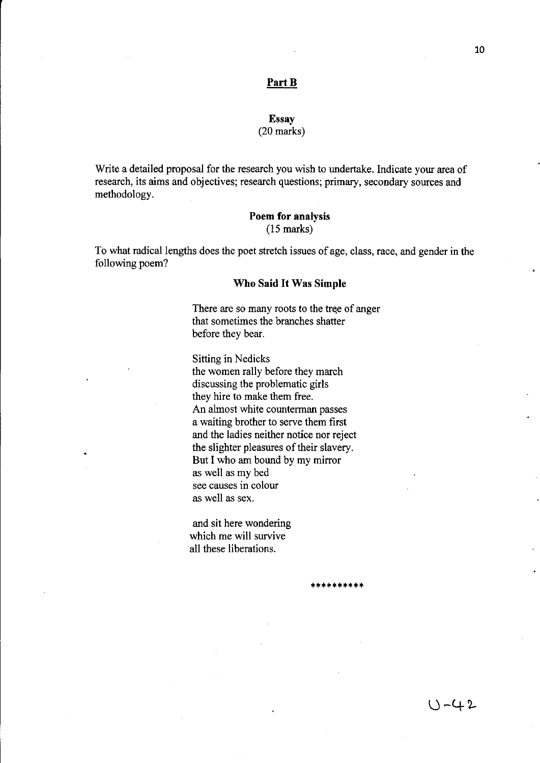## Part B

### Essay
(20 marks)

Write a detailed proposal for the research you wish to undertake. Indicate your area of research, its aims and objectives; research questions; primary, secondary sources and methodology.

### Poem for analysis
(15 marks)

To what radical lengths does the poet stretch issues of age, class, race, and gender in the following poem?

### Who Said It Was Simple

There are so many roots to the tree of anger  
that sometimes the branches shatter  
before they bear.

Sitting in Nedicks  
the women rally before they march  
discussing the problematic girls  
they hire to make them free.  
An almost white counterman passes  
a waiting brother to serve them first  
and the ladies neither notice nor reject  
the slighter pleasures of their slavery.  
But I who am bound by my mirror  
as well as my bed  
see causes in colour  
as well as sex.

and sit here wondering  
which me will survive  
all these liberations.

**********

U-42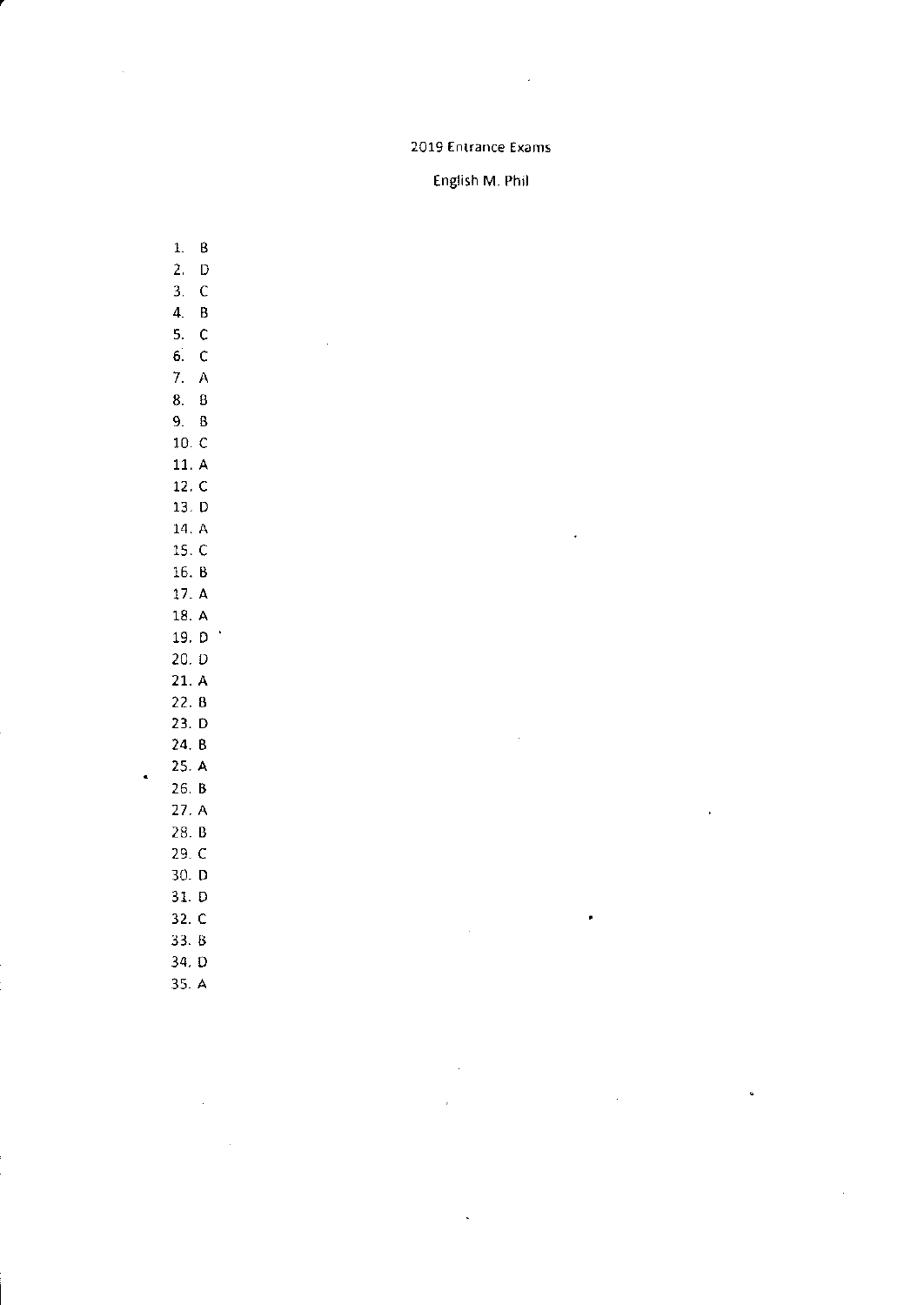2019 Entrance Exams

English M. Phil

1. B
2. D
3. C
4. B
5. C
6. C
7. A
8. B
9. B
10. C
11. A
12. C
13. D
14. A
15. C
16. B
17. A
18. A
19. D
20. D
21. A
22. B
23. D
24. B
25. A
26. B
27. A
28. B
29. C
30. D
31. D
32. C
33. B
34. D
35. A